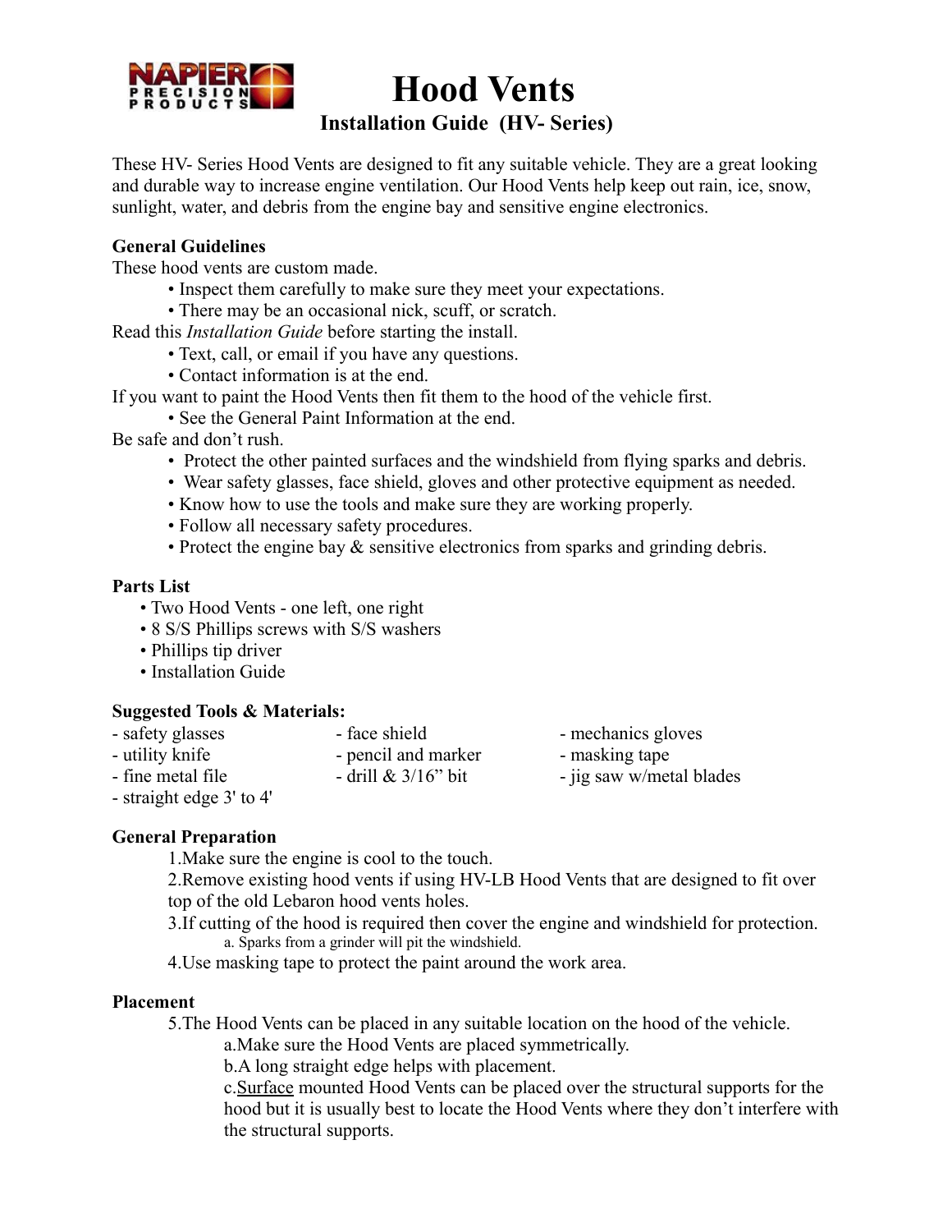NAPIER PRECISION PRODUCTS

# Hood Vents

## Installation Guide (HV- Series)

These HV- Series Hood Vents are designed to fit any suitable vehicle. They are a great looking and durable way to increase engine ventilation. Our Hood Vents help keep out rain, ice, snow, sunlight, water, and debris from the engine bay and sensitive engine electronics.

**General Guidelines**

These hood vents are custom made.

- Inspect them carefully to make sure they meet your expectations.
- There may be an occasional nick, scuff, or scratch.

Read this *Installation Guide* before starting the install.

- Text, call, or email if you have any questions.
- Contact information is at the end.

If you want to paint the Hood Vents then fit them to the hood of the vehicle first.

- See the General Paint Information at the end.

Be safe and don't rush.

- Protect the other painted surfaces and the windshield from flying sparks and debris.
- Wear safety glasses, face shield, gloves and other protective equipment as needed.
- Know how to use the tools and make sure they are working properly.
- Follow all necessary safety procedures.
- Protect the engine bay & sensitive electronics from sparks and grinding debris.

**Parts List**

- Two Hood Vents - one left, one right
- 8 S/S Phillips screws with S/S washers
- Phillips tip driver
- Installation Guide

**Suggested Tools & Materials:**

- safety glasses
- face shield
- mechanics gloves
- utility knife
- pencil and marker
- masking tape
- fine metal file
- drill & 3/16" bit
- jig saw w/metal blades
- straight edge 3' to 4'

**General Preparation**

1. Make sure the engine is cool to the touch.
2. Remove existing hood vents if using HV-LB Hood Vents that are designed to fit over top of the old Lebaron hood vents holes.
3. If cutting of the hood is required then cover the engine and windshield for protection.
   a. Sparks from a grinder will pit the windshield.
4. Use masking tape to protect the paint around the work area.

**Placement**

5. The Hood Vents can be placed in any suitable location on the hood of the vehicle.
   a. Make sure the Hood Vents are placed symmetrically.
   b. A long straight edge helps with placement.
   c. <u>Surface</u> mounted Hood Vents can be placed over the structural supports for the hood but it is usually best to locate the Hood Vents where they don't interfere with the structural supports.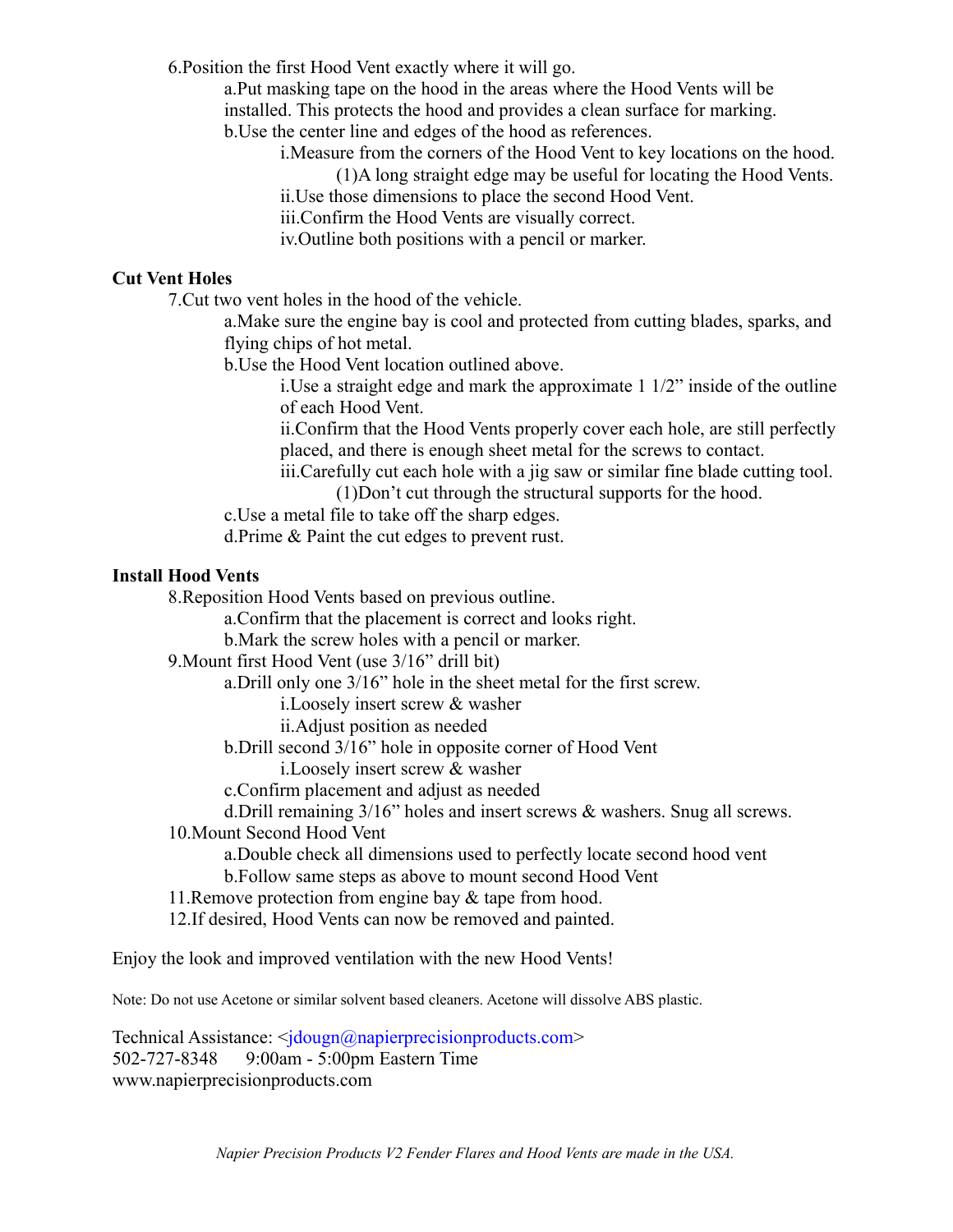6.Position the first Hood Vent exactly where it will go.

   a.Put masking tape on the hood in the areas where the Hood Vents will be installed. This protects the hood and provides a clean surface for marking.

   b.Use the center line and edges of the hood as references.

      i.Measure from the corners of the Hood Vent to key locations on the hood.

         (1)A long straight edge may be useful for locating the Hood Vents.

      ii.Use those dimensions to place the second Hood Vent.

      iii.Confirm the Hood Vents are visually correct.

      iv.Outline both positions with a pencil or marker.

**Cut Vent Holes**

7.Cut two vent holes in the hood of the vehicle.

   a.Make sure the engine bay is cool and protected from cutting blades, sparks, and flying chips of hot metal.

   b.Use the Hood Vent location outlined above.

      i.Use a straight edge and mark the approximate 1 1/2" inside of the outline of each Hood Vent.

      ii.Confirm that the Hood Vents properly cover each hole, are still perfectly placed, and there is enough sheet metal for the screws to contact.

      iii.Carefully cut each hole with a jig saw or similar fine blade cutting tool.

         (1)Don't cut through the structural supports for the hood.

   c.Use a metal file to take off the sharp edges.

   d.Prime & Paint the cut edges to prevent rust.

**Install Hood Vents**

8.Reposition Hood Vents based on previous outline.

   a.Confirm that the placement is correct and looks right.

   b.Mark the screw holes with a pencil or marker.

9.Mount first Hood Vent (use 3/16" drill bit)

   a.Drill only one 3/16" hole in the sheet metal for the first screw.

      i.Loosely insert screw & washer

      ii.Adjust position as needed

   b.Drill second 3/16" hole in opposite corner of Hood Vent

      i.Loosely insert screw & washer

   c.Confirm placement and adjust as needed

   d.Drill remaining 3/16" holes and insert screws & washers. Snug all screws.

10.Mount Second Hood Vent

   a.Double check all dimensions used to perfectly locate second hood vent

   b.Follow same steps as above to mount second Hood Vent

11.Remove protection from engine bay & tape from hood.

12.If desired, Hood Vents can now be removed and painted.

Enjoy the look and improved ventilation with the new Hood Vents!

Note: Do not use Acetone or similar solvent based cleaners. Acetone will dissolve ABS plastic.

Technical Assistance: <jdougn@napierprecisionproducts.com>
502-727-8348    9:00am - 5:00pm Eastern Time
www.napierprecisionproducts.com

*Napier Precision Products V2 Fender Flares and Hood Vents are made in the USA.*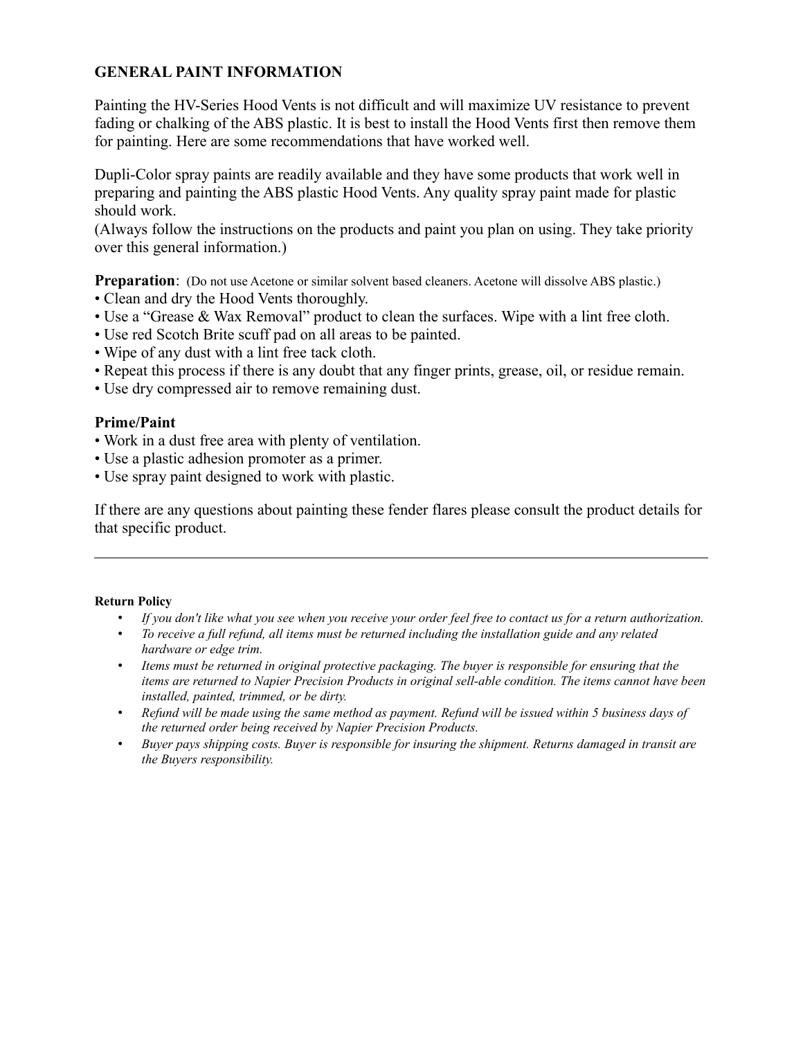## GENERAL PAINT INFORMATION

Painting the HV-Series Hood Vents is not difficult and will maximize UV resistance to prevent fading or chalking of the ABS plastic. It is best to install the Hood Vents first then remove them for painting. Here are some recommendations that have worked well.

Dupli-Color spray paints are readily available and they have some products that work well in preparing and painting the ABS plastic Hood Vents. Any quality spray paint made for plastic should work.
(Always follow the instructions on the products and paint you plan on using. They take priority over this general information.)

**Preparation**: (Do not use Acetone or similar solvent based cleaners. Acetone will dissolve ABS plastic.)

- Clean and dry the Hood Vents thoroughly.
- Use a "Grease & Wax Removal" product to clean the surfaces. Wipe with a lint free cloth.
- Use red Scotch Brite scuff pad on all areas to be painted.
- Wipe of any dust with a lint free tack cloth.
- Repeat this process if there is any doubt that any finger prints, grease, oil, or residue remain.
- Use dry compressed air to remove remaining dust.

**Prime/Paint**

- Work in a dust free area with plenty of ventilation.
- Use a plastic adhesion promoter as a primer.
- Use spray paint designed to work with plastic.

If there are any questions about painting these fender flares please consult the product details for that specific product.

---

**Return Policy**

- *If you don't like what you see when you receive your order feel free to contact us for a return authorization.*
- *To receive a full refund, all items must be returned including the installation guide and any related hardware or edge trim.*
- *Items must be returned in original protective packaging. The buyer is responsible for ensuring that the items are returned to Napier Precision Products in original sell-able condition. The items cannot have been installed, painted, trimmed, or be dirty.*
- *Refund will be made using the same method as payment. Refund will be issued within 5 business days of the returned order being received by Napier Precision Products.*
- *Buyer pays shipping costs. Buyer is responsible for insuring the shipment. Returns damaged in transit are the Buyers responsibility.*